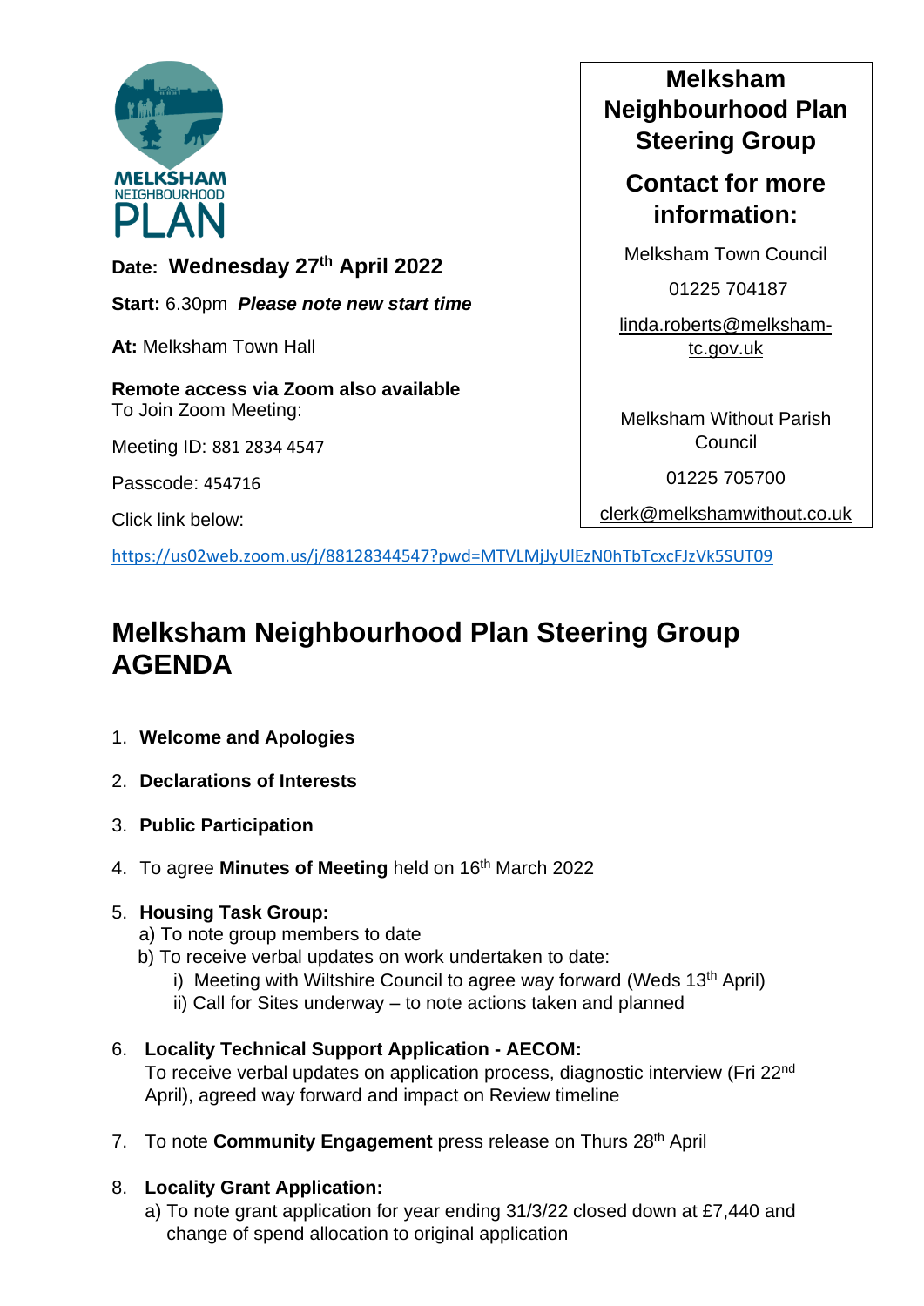MELKSHAM NEIGHBOURHOOD PLAN

**Date:** **Wednesday 27th April 2022**

**Start:** 6.30pm ***Please note new start time***

**At:** Melksham Town Hall

**Remote access via Zoom also available**
To Join Zoom Meeting:

Meeting ID: 881 2834 4547

Passcode: 454716

Click link below:

https://us02web.zoom.us/j/88128344547?pwd=MTVLMjJyUlEzN0hTbTcxcFJzVk5SUT09

**Melksham Neighbourhood Plan Steering Group**

**Contact for more information:**

Melksham Town Council

01225 704187

linda.roberts@melksham-tc.gov.uk

Melksham Without Parish Council

01225 705700

clerk@melkshamwithout.co.uk

# Melksham Neighbourhood Plan Steering Group AGENDA

1. **Welcome and Apologies**
2. **Declarations of Interests**
3. **Public Participation**
4. To agree **Minutes of Meeting** held on 16th March 2022
5. **Housing Task Group:**
   a) To note group members to date
   b) To receive verbal updates on work undertaken to date:
      i) Meeting with Wiltshire Council to agree way forward (Weds 13th April)
      ii) Call for Sites underway – to note actions taken and planned
6. **Locality Technical Support Application - AECOM:**
   To receive verbal updates on application process, diagnostic interview (Fri 22nd April), agreed way forward and impact on Review timeline
7. To note **Community Engagement** press release on Thurs 28th April
8. **Locality Grant Application:**
   a) To note grant application for year ending 31/3/22 closed down at £7,440 and change of spend allocation to original application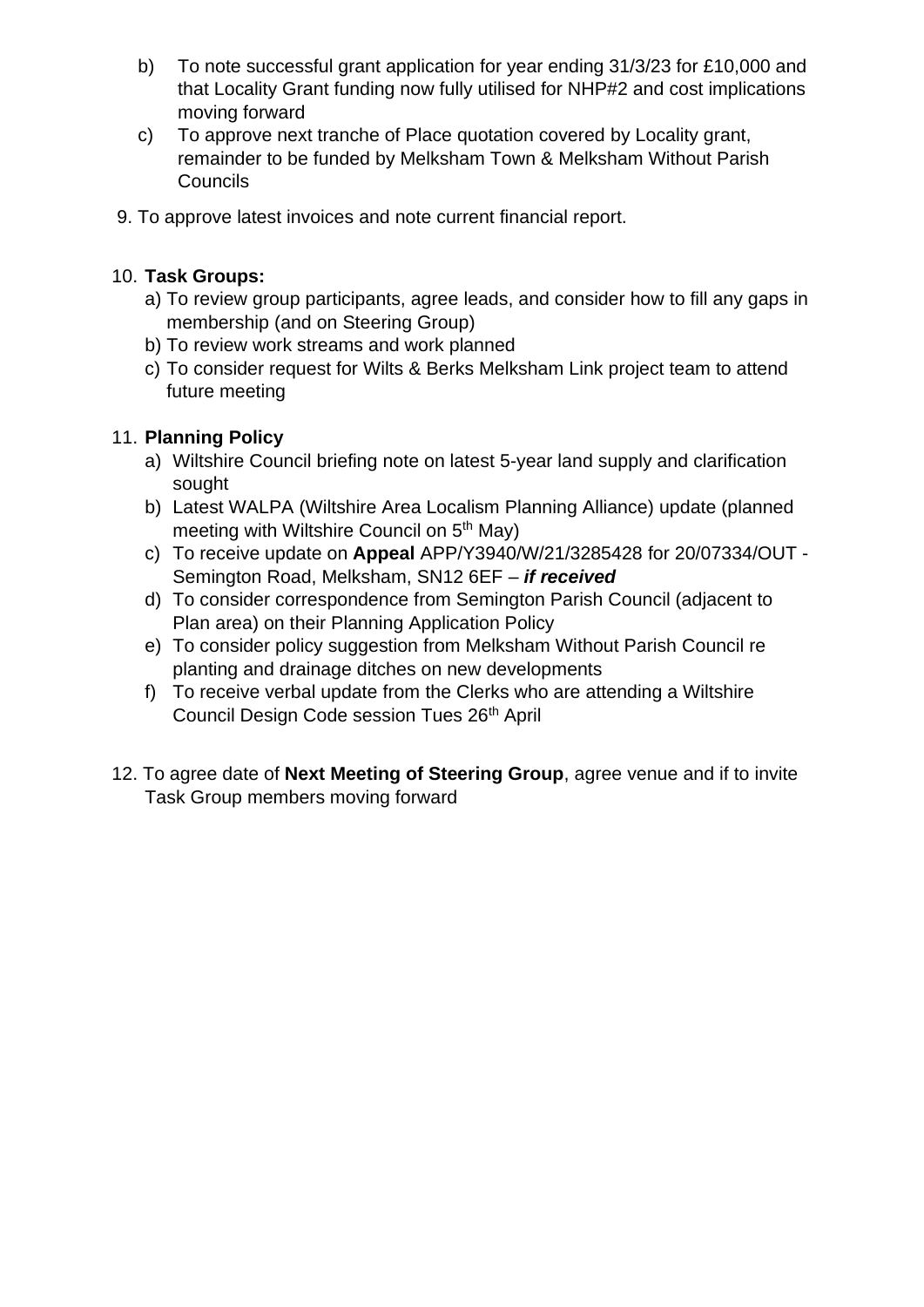b) To note successful grant application for year ending 31/3/23 for £10,000 and that Locality Grant funding now fully utilised for NHP#2 and cost implications moving forward

c) To approve next tranche of Place quotation covered by Locality grant, remainder to be funded by Melksham Town & Melksham Without Parish Councils

9. To approve latest invoices and note current financial report.

10. **Task Groups:**
    a) To review group participants, agree leads, and consider how to fill any gaps in membership (and on Steering Group)
    b) To review work streams and work planned
    c) To consider request for Wilts & Berks Melksham Link project team to attend future meeting

11. **Planning Policy**
    a) Wiltshire Council briefing note on latest 5-year land supply and clarification sought
    b) Latest WALPA (Wiltshire Area Localism Planning Alliance) update (planned meeting with Wiltshire Council on 5th May)
    c) To receive update on **Appeal** APP/Y3940/W/21/3285428 for 20/07334/OUT - Semington Road, Melksham, SN12 6EF – ***if received***
    d) To consider correspondence from Semington Parish Council (adjacent to Plan area) on their Planning Application Policy
    e) To consider policy suggestion from Melksham Without Parish Council re planting and drainage ditches on new developments
    f) To receive verbal update from the Clerks who are attending a Wiltshire Council Design Code session Tues 26th April

12. To agree date of **Next Meeting of Steering Group**, agree venue and if to invite Task Group members moving forward